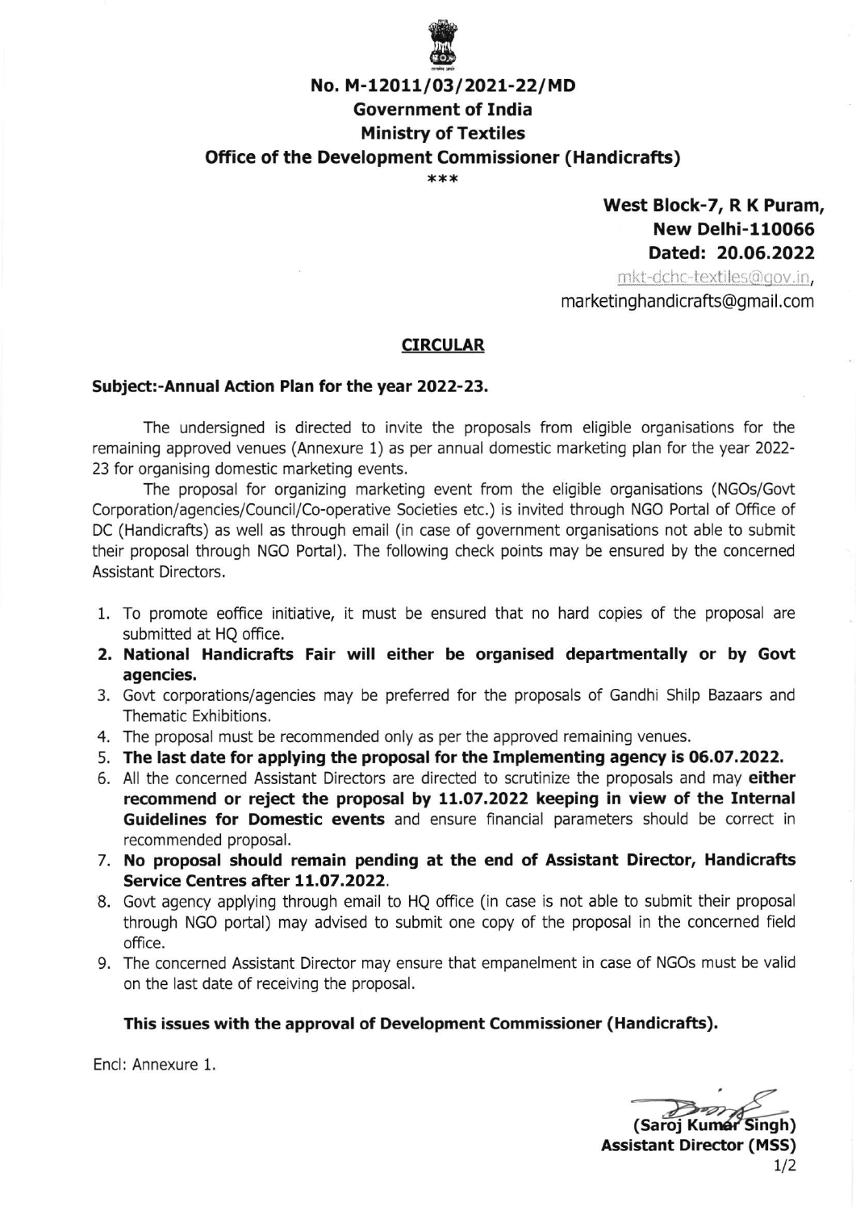**No. M-12011/03/2021-22/MD**
**Government of India**
**Ministry of Textiles**
**Office of the Development Commissioner (Handicrafts)**

\*\*\*

**West Block-7, R K Puram,**
**New Delhi-110066**
**Dated: 20.06.2022**

mkt-dchc-textiles@gov.in,
marketinghandicrafts@gmail.com

## CIRCULAR

**Subject:-Annual Action Plan for the year 2022-23.**

The undersigned is directed to invite the proposals from eligible organisations for the remaining approved venues (Annexure 1) as per annual domestic marketing plan for the year 2022-23 for organising domestic marketing events.

The proposal for organizing marketing event from the eligible organisations (NGOs/Govt Corporation/agencies/Council/Co-operative Societies etc.) is invited through NGO Portal of Office of DC (Handicrafts) as well as through email (in case of government organisations not able to submit their proposal through NGO Portal). The following check points may be ensured by the concerned Assistant Directors.

1. To promote eoffice initiative, it must be ensured that no hard copies of the proposal are submitted at HQ office.
2. **National Handicrafts Fair will either be organised departmentally or by Govt agencies.**
3. Govt corporations/agencies may be preferred for the proposals of Gandhi Shilp Bazaars and Thematic Exhibitions.
4. The proposal must be recommended only as per the approved remaining venues.
5. **The last date for applying the proposal for the Implementing agency is 06.07.2022.**
6. All the concerned Assistant Directors are directed to scrutinize the proposals and may **either recommend or reject the proposal by 11.07.2022 keeping in view of the Internal Guidelines for Domestic events** and ensure financial parameters should be correct in recommended proposal.
7. **No proposal should remain pending at the end of Assistant Director, Handicrafts Service Centres after 11.07.2022.**
8. Govt agency applying through email to HQ office (in case is not able to submit their proposal through NGO portal) may advised to submit one copy of the proposal in the concerned field office.
9. The concerned Assistant Director may ensure that empanelment in case of NGOs must be valid on the last date of receiving the proposal.

**This issues with the approval of Development Commissioner (Handicrafts).**

Encl: Annexure 1.

**(Saroj Kumar Singh)**
**Assistant Director (MSS)**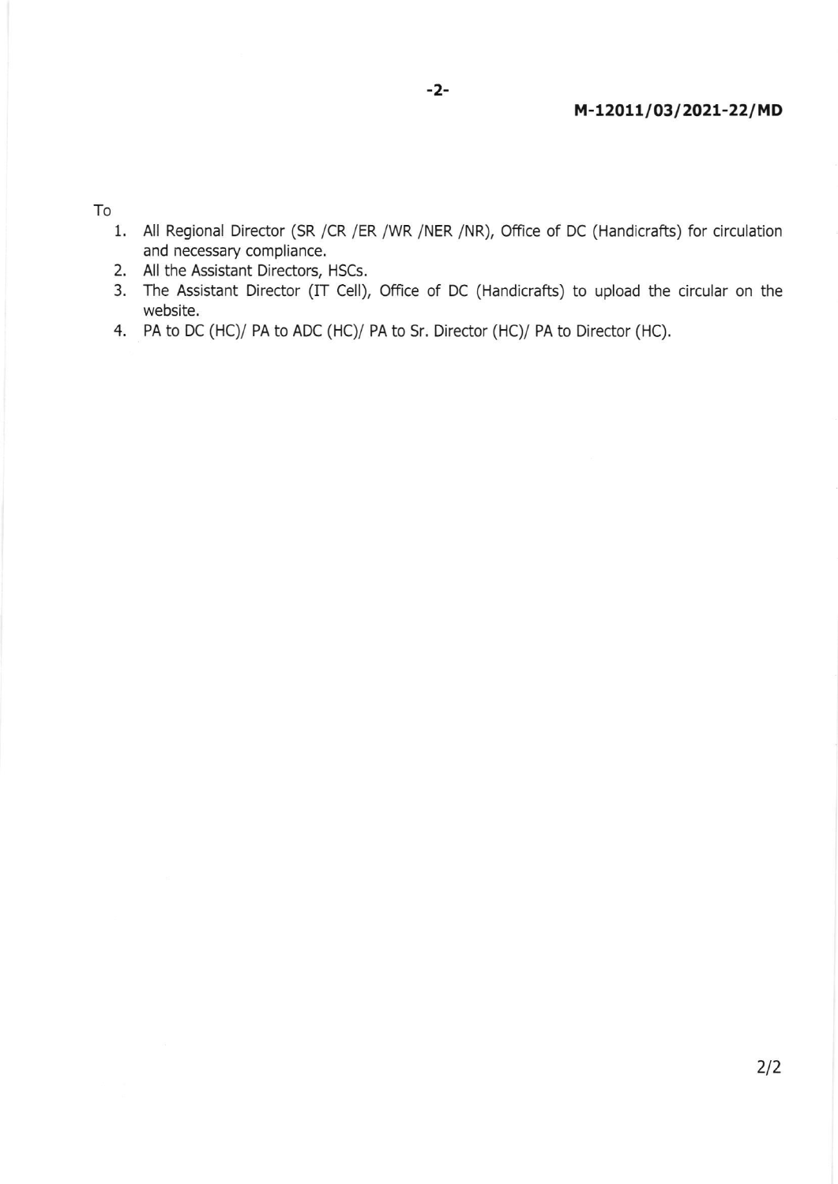**M-12011/03/2021-22/MD**

To

1. All Regional Director (SR /CR /ER /WR /NER /NR), Office of DC (Handicrafts) for circulation and necessary compliance.
2. All the Assistant Directors, HSCs.
3. The Assistant Director (IT Cell), Office of DC (Handicrafts) to upload the circular on the website.
4. PA to DC (HC)/ PA to ADC (HC)/ PA to Sr. Director (HC)/ PA to Director (HC).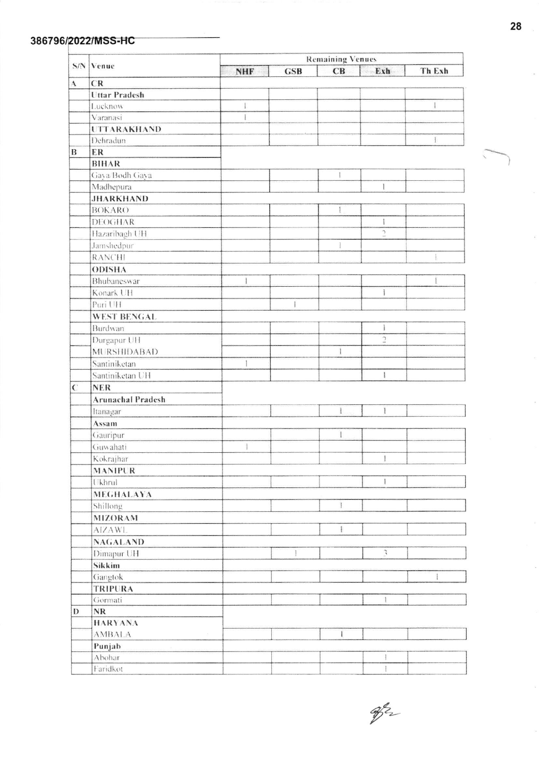386796/2022/MSS-HC

| S/N | Venue | Remaining Venues | | | | |
|---|---|---|---|---|---|---|
| | | NHF | GSB | CB | Exh | Th Exh |
| A | CR | | | | | |
| | Uttar Pradesh | | | | | |
| | Lucknow | 1 | | | | 1 |
| | Varanasi | 1 | | | | |
| | UTTARAKHAND | | | | | |
| | Dehradun | | | | | 1 |
| B | ER | | | | | |
| | BIHAR | | | | | |
| | Gaya/Bodh Gaya | | | 1 | | |
| | Madhepura | | | | 1 | |
| | JHARKHAND | | | | | |
| | BOKARO | | | 1 | | |
| | DEOGHAR | | | | 1 | |
| | Hazaribagh UH | | | | 2 | |
| | Jamshedpur | | | 1 | | |
| | RANCHI | | | | | 1 |
| | ODISHA | | | | | |
| | Bhubaneswar | 1 | | | | 1 |
| | Konark UH | | | | 1 | |
| | Puri UH | | 1 | | | |
| | WEST BENGAL | | | | | |
| | Burdwan | | | | 1 | |
| | Durgapur UH | | | | 2 | |
| | MURSHIDABAD | | | 1 | | |
| | Santiniketan | 1 | | | | |
| | Santiniketan UH | | | | 1 | |
| C | NER | | | | | |
| | Arunachal Pradesh | | | | | |
| | Itanagar | | | 1 | 1 | |
| | Assam | | | | | |
| | Gauripur | | | 1 | | |
| | Guwahati | 1 | | | | |
| | Kokrajhar | | | | 1 | |
| | MANIPUR | | | | | |
| | Ukhrul | | | | 1 | |
| | MEGHALAYA | | | | | |
| | Shillong | | | 1 | | |
| | MIZORAM | | | | | |
| | AIZAWL | | | 1 | | |
| | NAGALAND | | | | | |
| | Dimapur UH | | 1 | | 3 | |
| | Sikkim | | | | | |
| | Gangtok | | | | | 1 |
| | TRIPURA | | | | | |
| | Gomati | | | | 1 | |
| D | NR | | | | | |
| | HARYANA | | | | | |
| | AMBALA | | | 1 | | |
| | Punjab | | | | | |
| | Abohar | | | | 1 | |
| | Faridkot | | | | 1 | |